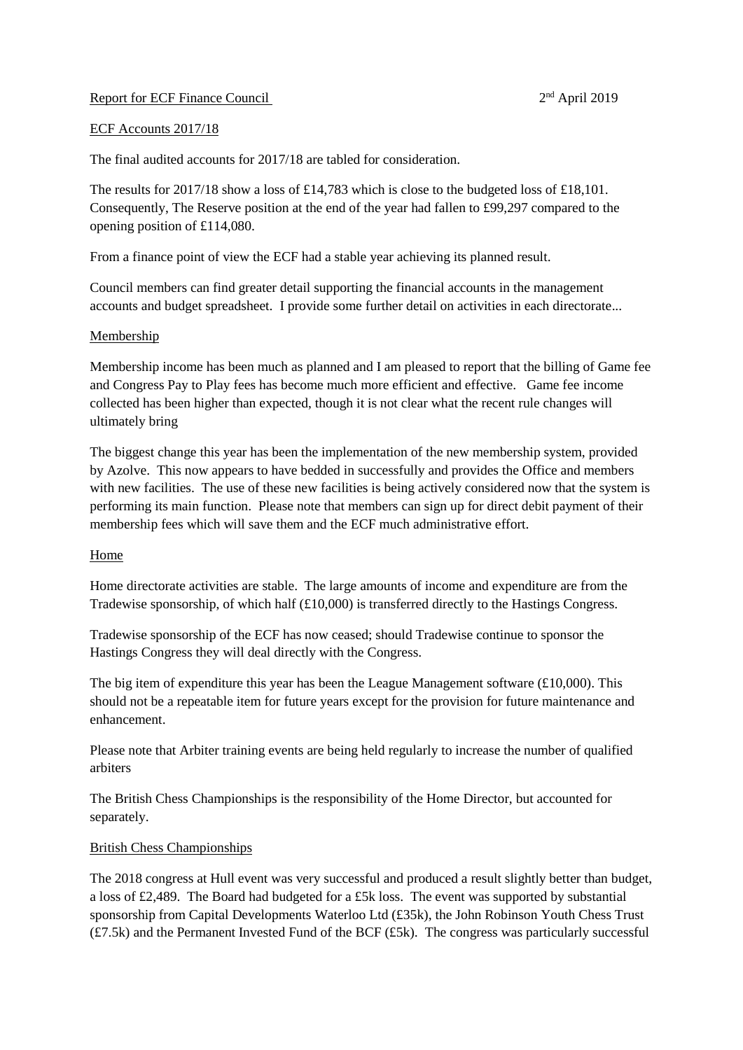Report for ECF Finance Council 2nd April 2019

## ECF Accounts 2017/18

The final audited accounts for 2017/18 are tabled for consideration.

The results for 2017/18 show a loss of £14,783 which is close to the budgeted loss of £18,101. Consequently, The Reserve position at the end of the year had fallen to £99,297 compared to the opening position of £114,080.

From a finance point of view the ECF had a stable year achieving its planned result.

Council members can find greater detail supporting the financial accounts in the management accounts and budget spreadsheet. I provide some further detail on activities in each directorate...

### Membership

Membership income has been much as planned and I am pleased to report that the billing of Game fee and Congress Pay to Play fees has become much more efficient and effective. Game fee income collected has been higher than expected, though it is not clear what the recent rule changes will ultimately bring

The biggest change this year has been the implementation of the new membership system, provided by Azolve. This now appears to have bedded in successfully and provides the Office and members with new facilities. The use of these new facilities is being actively considered now that the system is performing its main function. Please note that members can sign up for direct debit payment of their membership fees which will save them and the ECF much administrative effort.

### Home

Home directorate activities are stable. The large amounts of income and expenditure are from the Tradewise sponsorship, of which half (£10,000) is transferred directly to the Hastings Congress.

Tradewise sponsorship of the ECF has now ceased; should Tradewise continue to sponsor the Hastings Congress they will deal directly with the Congress.

The big item of expenditure this year has been the League Management software (£10,000). This should not be a repeatable item for future years except for the provision for future maintenance and enhancement.

Please note that Arbiter training events are being held regularly to increase the number of qualified arbiters

The British Chess Championships is the responsibility of the Home Director, but accounted for separately.

### British Chess Championships

The 2018 congress at Hull event was very successful and produced a result slightly better than budget, a loss of £2,489. The Board had budgeted for a £5k loss. The event was supported by substantial sponsorship from Capital Developments Waterloo Ltd (£35k), the John Robinson Youth Chess Trust (£7.5k) and the Permanent Invested Fund of the BCF (£5k). The congress was particularly successful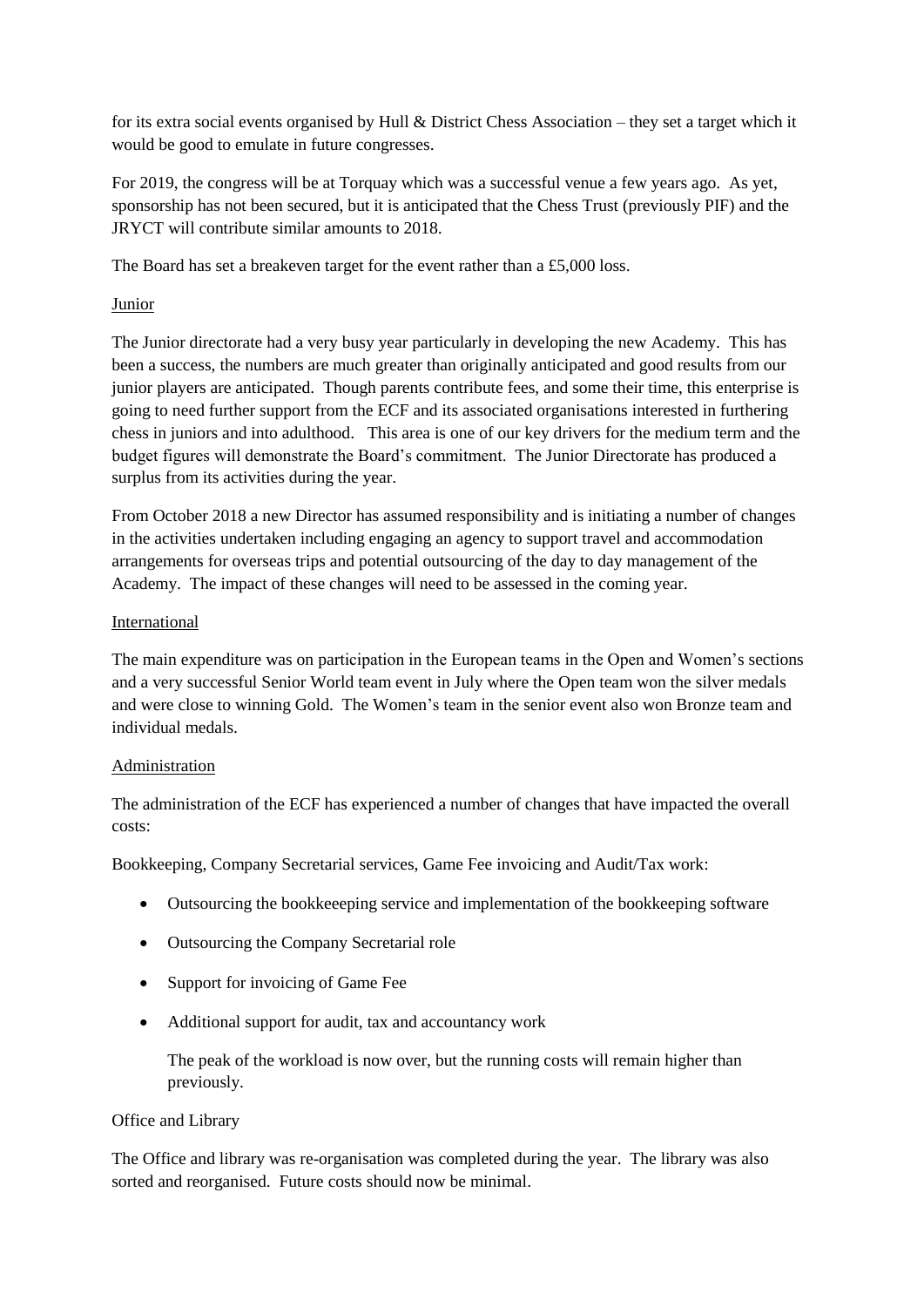for its extra social events organised by Hull & District Chess Association – they set a target which it would be good to emulate in future congresses.

For 2019, the congress will be at Torquay which was a successful venue a few years ago. As yet, sponsorship has not been secured, but it is anticipated that the Chess Trust (previously PIF) and the JRYCT will contribute similar amounts to 2018.

The Board has set a breakeven target for the event rather than a £5,000 loss.

## Junior

The Junior directorate had a very busy year particularly in developing the new Academy. This has been a success, the numbers are much greater than originally anticipated and good results from our junior players are anticipated. Though parents contribute fees, and some their time, this enterprise is going to need further support from the ECF and its associated organisations interested in furthering chess in juniors and into adulthood. This area is one of our key drivers for the medium term and the budget figures will demonstrate the Board's commitment. The Junior Directorate has produced a surplus from its activities during the year.

From October 2018 a new Director has assumed responsibility and is initiating a number of changes in the activities undertaken including engaging an agency to support travel and accommodation arrangements for overseas trips and potential outsourcing of the day to day management of the Academy. The impact of these changes will need to be assessed in the coming year.

## International

The main expenditure was on participation in the European teams in the Open and Women's sections and a very successful Senior World team event in July where the Open team won the silver medals and were close to winning Gold. The Women's team in the senior event also won Bronze team and individual medals.

## Administration

The administration of the ECF has experienced a number of changes that have impacted the overall costs:

Bookkeeping, Company Secretarial services, Game Fee invoicing and Audit/Tax work:

- Outsourcing the bookkeeeping service and implementation of the bookkeeping software
- Outsourcing the Company Secretarial role
- Support for invoicing of Game Fee
- Additional support for audit, tax and accountancy work

  The peak of the workload is now over, but the running costs will remain higher than previously.

Office and Library

The Office and library was re-organisation was completed during the year. The library was also sorted and reorganised. Future costs should now be minimal.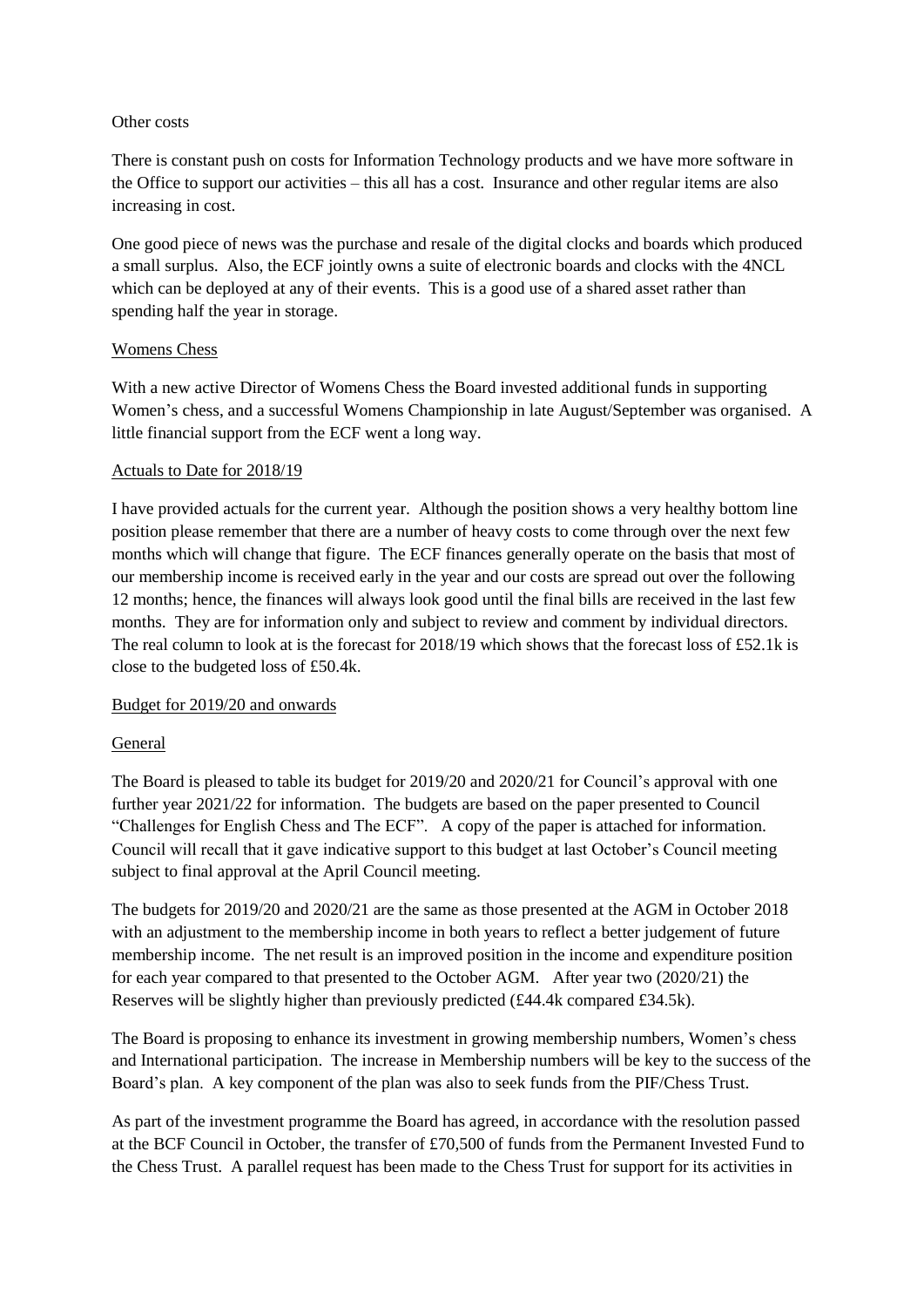Other costs

There is constant push on costs for Information Technology products and we have more software in the Office to support our activities – this all has a cost. Insurance and other regular items are also increasing in cost.

One good piece of news was the purchase and resale of the digital clocks and boards which produced a small surplus. Also, the ECF jointly owns a suite of electronic boards and clocks with the 4NCL which can be deployed at any of their events. This is a good use of a shared asset rather than spending half the year in storage.

## Womens Chess

With a new active Director of Womens Chess the Board invested additional funds in supporting Women's chess, and a successful Womens Championship in late August/September was organised. A little financial support from the ECF went a long way.

## Actuals to Date for 2018/19

I have provided actuals for the current year. Although the position shows a very healthy bottom line position please remember that there are a number of heavy costs to come through over the next few months which will change that figure. The ECF finances generally operate on the basis that most of our membership income is received early in the year and our costs are spread out over the following 12 months; hence, the finances will always look good until the final bills are received in the last few months. They are for information only and subject to review and comment by individual directors. The real column to look at is the forecast for 2018/19 which shows that the forecast loss of £52.1k is close to the budgeted loss of £50.4k.

## Budget for 2019/20 and onwards

### General

The Board is pleased to table its budget for 2019/20 and 2020/21 for Council's approval with one further year 2021/22 for information. The budgets are based on the paper presented to Council "Challenges for English Chess and The ECF". A copy of the paper is attached for information. Council will recall that it gave indicative support to this budget at last October's Council meeting subject to final approval at the April Council meeting.

The budgets for 2019/20 and 2020/21 are the same as those presented at the AGM in October 2018 with an adjustment to the membership income in both years to reflect a better judgement of future membership income. The net result is an improved position in the income and expenditure position for each year compared to that presented to the October AGM. After year two (2020/21) the Reserves will be slightly higher than previously predicted (£44.4k compared £34.5k).

The Board is proposing to enhance its investment in growing membership numbers, Women's chess and International participation. The increase in Membership numbers will be key to the success of the Board's plan. A key component of the plan was also to seek funds from the PIF/Chess Trust.

As part of the investment programme the Board has agreed, in accordance with the resolution passed at the BCF Council in October, the transfer of £70,500 of funds from the Permanent Invested Fund to the Chess Trust. A parallel request has been made to the Chess Trust for support for its activities in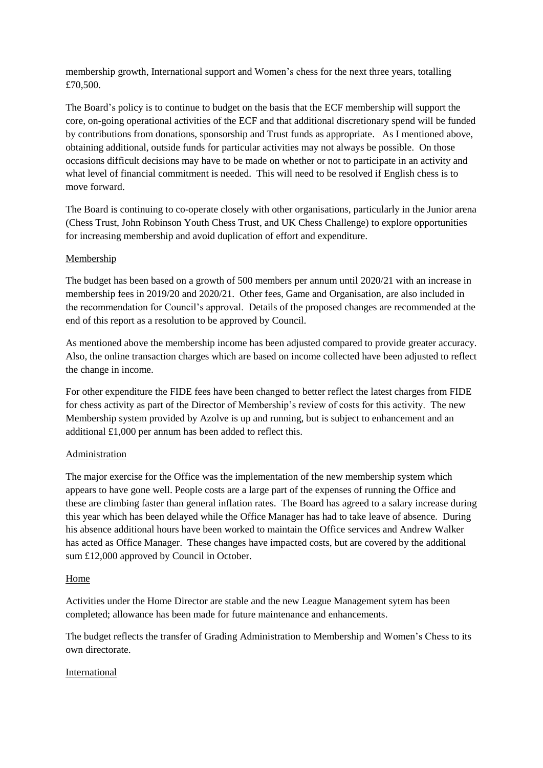membership growth, International support and Women's chess for the next three years, totalling £70,500.

The Board's policy is to continue to budget on the basis that the ECF membership will support the core, on-going operational activities of the ECF and that additional discretionary spend will be funded by contributions from donations, sponsorship and Trust funds as appropriate. As I mentioned above, obtaining additional, outside funds for particular activities may not always be possible. On those occasions difficult decisions may have to be made on whether or not to participate in an activity and what level of financial commitment is needed. This will need to be resolved if English chess is to move forward.

The Board is continuing to co-operate closely with other organisations, particularly in the Junior arena (Chess Trust, John Robinson Youth Chess Trust, and UK Chess Challenge) to explore opportunities for increasing membership and avoid duplication of effort and expenditure.

## Membership

The budget has been based on a growth of 500 members per annum until 2020/21 with an increase in membership fees in 2019/20 and 2020/21. Other fees, Game and Organisation, are also included in the recommendation for Council's approval. Details of the proposed changes are recommended at the end of this report as a resolution to be approved by Council.

As mentioned above the membership income has been adjusted compared to provide greater accuracy. Also, the online transaction charges which are based on income collected have been adjusted to reflect the change in income.

For other expenditure the FIDE fees have been changed to better reflect the latest charges from FIDE for chess activity as part of the Director of Membership's review of costs for this activity. The new Membership system provided by Azolve is up and running, but is subject to enhancement and an additional £1,000 per annum has been added to reflect this.

## Administration

The major exercise for the Office was the implementation of the new membership system which appears to have gone well. People costs are a large part of the expenses of running the Office and these are climbing faster than general inflation rates. The Board has agreed to a salary increase during this year which has been delayed while the Office Manager has had to take leave of absence. During his absence additional hours have been worked to maintain the Office services and Andrew Walker has acted as Office Manager. These changes have impacted costs, but are covered by the additional sum £12,000 approved by Council in October.

## Home

Activities under the Home Director are stable and the new League Management sytem has been completed; allowance has been made for future maintenance and enhancements.

The budget reflects the transfer of Grading Administration to Membership and Women's Chess to its own directorate.

## International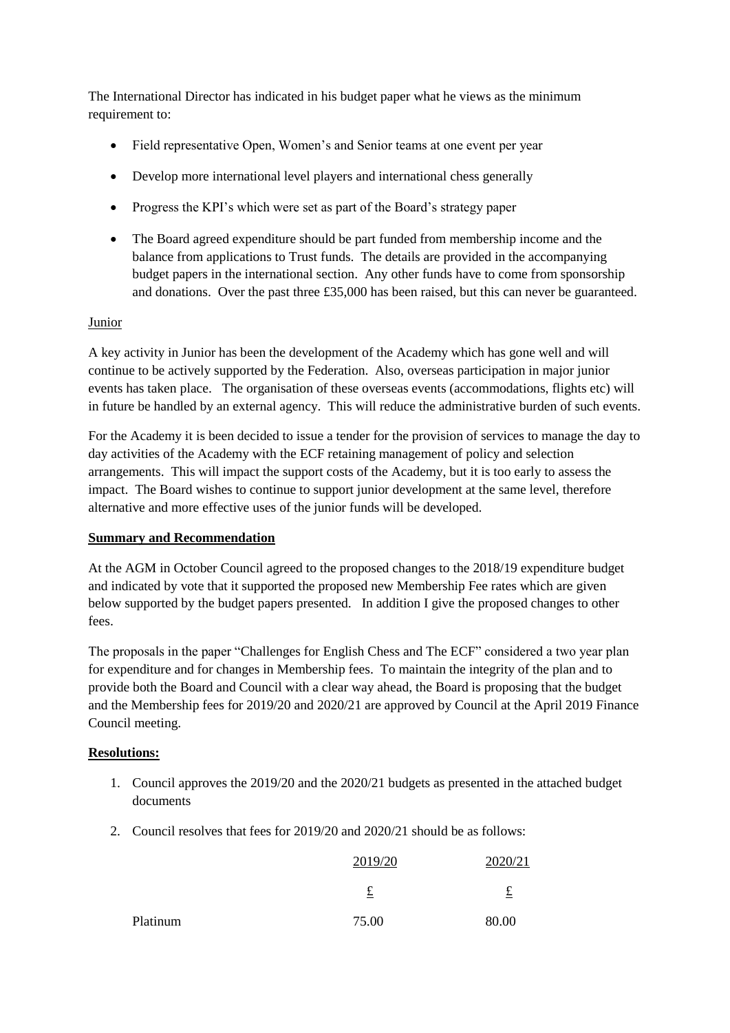The International Director has indicated in his budget paper what he views as the minimum requirement to:

- Field representative Open, Women's and Senior teams at one event per year
- Develop more international level players and international chess generally
- Progress the KPI's which were set as part of the Board's strategy paper
- The Board agreed expenditure should be part funded from membership income and the balance from applications to Trust funds. The details are provided in the accompanying budget papers in the international section. Any other funds have to come from sponsorship and donations. Over the past three £35,000 has been raised, but this can never be guaranteed.

Junior

A key activity in Junior has been the development of the Academy which has gone well and will continue to be actively supported by the Federation. Also, overseas participation in major junior events has taken place. The organisation of these overseas events (accommodations, flights etc) will in future be handled by an external agency. This will reduce the administrative burden of such events.

For the Academy it is been decided to issue a tender for the provision of services to manage the day to day activities of the Academy with the ECF retaining management of policy and selection arrangements. This will impact the support costs of the Academy, but it is too early to assess the impact. The Board wishes to continue to support junior development at the same level, therefore alternative and more effective uses of the junior funds will be developed.

**Summary and Recommendation**

At the AGM in October Council agreed to the proposed changes to the 2018/19 expenditure budget and indicated by vote that it supported the proposed new Membership Fee rates which are given below supported by the budget papers presented. In addition I give the proposed changes to other fees.

The proposals in the paper "Challenges for English Chess and The ECF" considered a two year plan for expenditure and for changes in Membership fees. To maintain the integrity of the plan and to provide both the Board and Council with a clear way ahead, the Board is proposing that the budget and the Membership fees for 2019/20 and 2020/21 are approved by Council at the April 2019 Finance Council meeting.

**Resolutions:**

1. Council approves the 2019/20 and the 2020/21 budgets as presented in the attached budget documents
2. Council resolves that fees for 2019/20 and 2020/21 should be as follows:

| | 2019/20 | 2020/21 |
|---|---|---|
| | £ | £ |
| Platinum | 75.00 | 80.00 |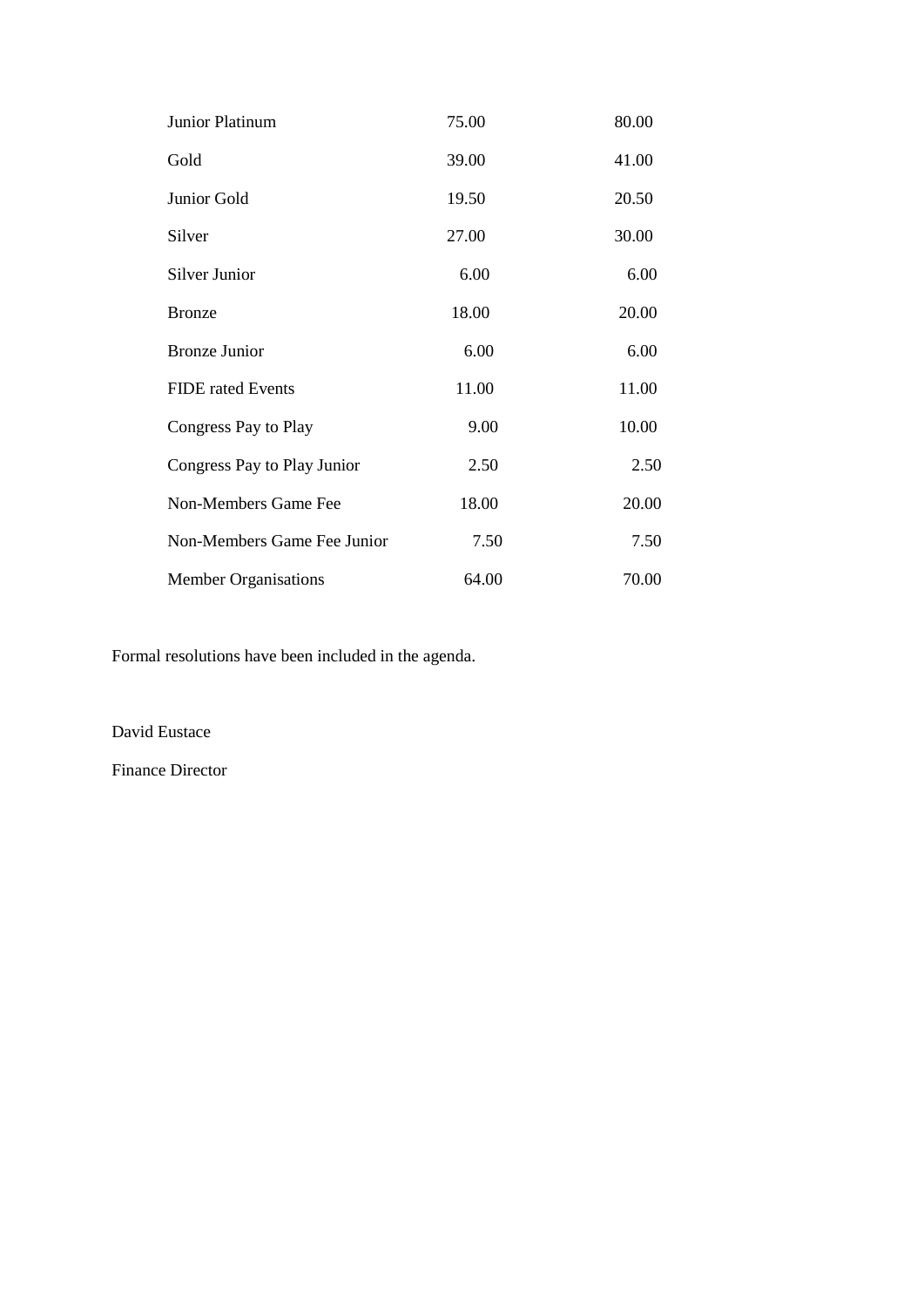| | | |
|---|---|---|
| Junior Platinum | 75.00 | 80.00 |
| Gold | 39.00 | 41.00 |
| Junior Gold | 19.50 | 20.50 |
| Silver | 27.00 | 30.00 |
| Silver Junior | 6.00 | 6.00 |
| Bronze | 18.00 | 20.00 |
| Bronze Junior | 6.00 | 6.00 |
| FIDE rated Events | 11.00 | 11.00 |
| Congress Pay to Play | 9.00 | 10.00 |
| Congress Pay to Play Junior | 2.50 | 2.50 |
| Non-Members Game Fee | 18.00 | 20.00 |
| Non-Members Game Fee Junior | 7.50 | 7.50 |
| Member Organisations | 64.00 | 70.00 |

Formal resolutions have been included in the agenda.

David Eustace

Finance Director